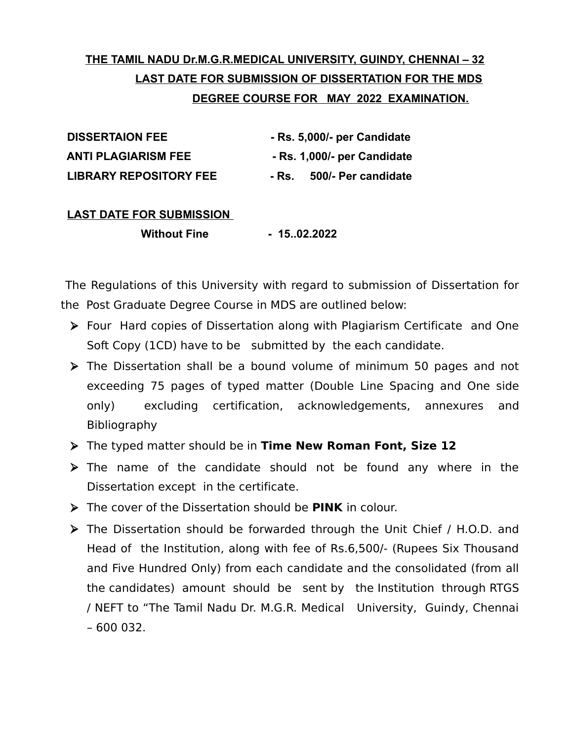**THE TAMIL NADU Dr.M.G.R.MEDICAL UNIVERSITY, GUINDY, CHENNAI – 32**
**LAST DATE FOR SUBMISSION OF DISSERTATION FOR THE MDS DEGREE COURSE FOR MAY 2022 EXAMINATION.**

| | |
|---|---|
| **DISSERTAION FEE** | **- Rs. 5,000/- per Candidate** |
| **ANTI PLAGIARISM FEE** | **- Rs. 1,000/- per Candidate** |
| **LIBRARY REPOSITORY FEE** | **- Rs. 500/- Per candidate** |

**LAST DATE FOR SUBMISSION**

**Without Fine - 15..02.2022**

The Regulations of this University with regard to submission of Dissertation for the Post Graduate Degree Course in MDS are outlined below:

- Four Hard copies of Dissertation along with Plagiarism Certificate and One Soft Copy (1CD) have to be submitted by the each candidate.
- The Dissertation shall be a bound volume of minimum 50 pages and not exceeding 75 pages of typed matter (Double Line Spacing and One side only) excluding certification, acknowledgements, annexures and Bibliography
- The typed matter should be in **Time New Roman Font, Size 12**
- The name of the candidate should not be found any where in the Dissertation except in the certificate.
- The cover of the Dissertation should be **PINK** in colour.
- The Dissertation should be forwarded through the Unit Chief / H.O.D. and Head of the Institution, along with fee of Rs.6,500/- (Rupees Six Thousand and Five Hundred Only) from each candidate and the consolidated (from all the candidates) amount should be sent by the Institution through RTGS / NEFT to "The Tamil Nadu Dr. M.G.R. Medical University, Guindy, Chennai – 600 032.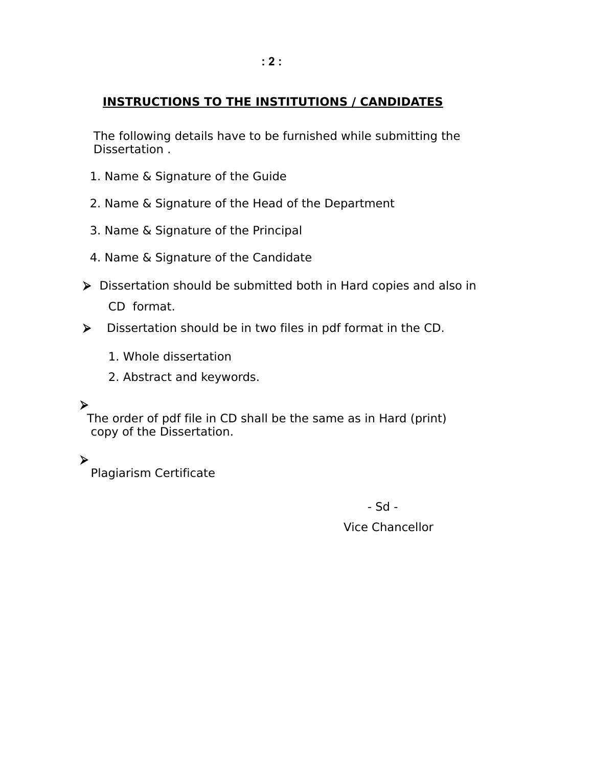## INSTRUCTIONS TO THE INSTITUTIONS / CANDIDATES

The following details have to be furnished while submitting the Dissertation .

1. Name & Signature of the Guide
2. Name & Signature of the Head of the Department
3. Name & Signature of the Principal
4. Name & Signature of the Candidate

- Dissertation should be submitted both in Hard copies and also in CD format.
- Dissertation should be in two files in pdf format in the CD.
  1. Whole dissertation
  2. Abstract and keywords.
- The order of pdf file in CD shall be the same as in Hard (print) copy of the Dissertation.
- Plagiarism Certificate

- Sd -

Vice Chancellor